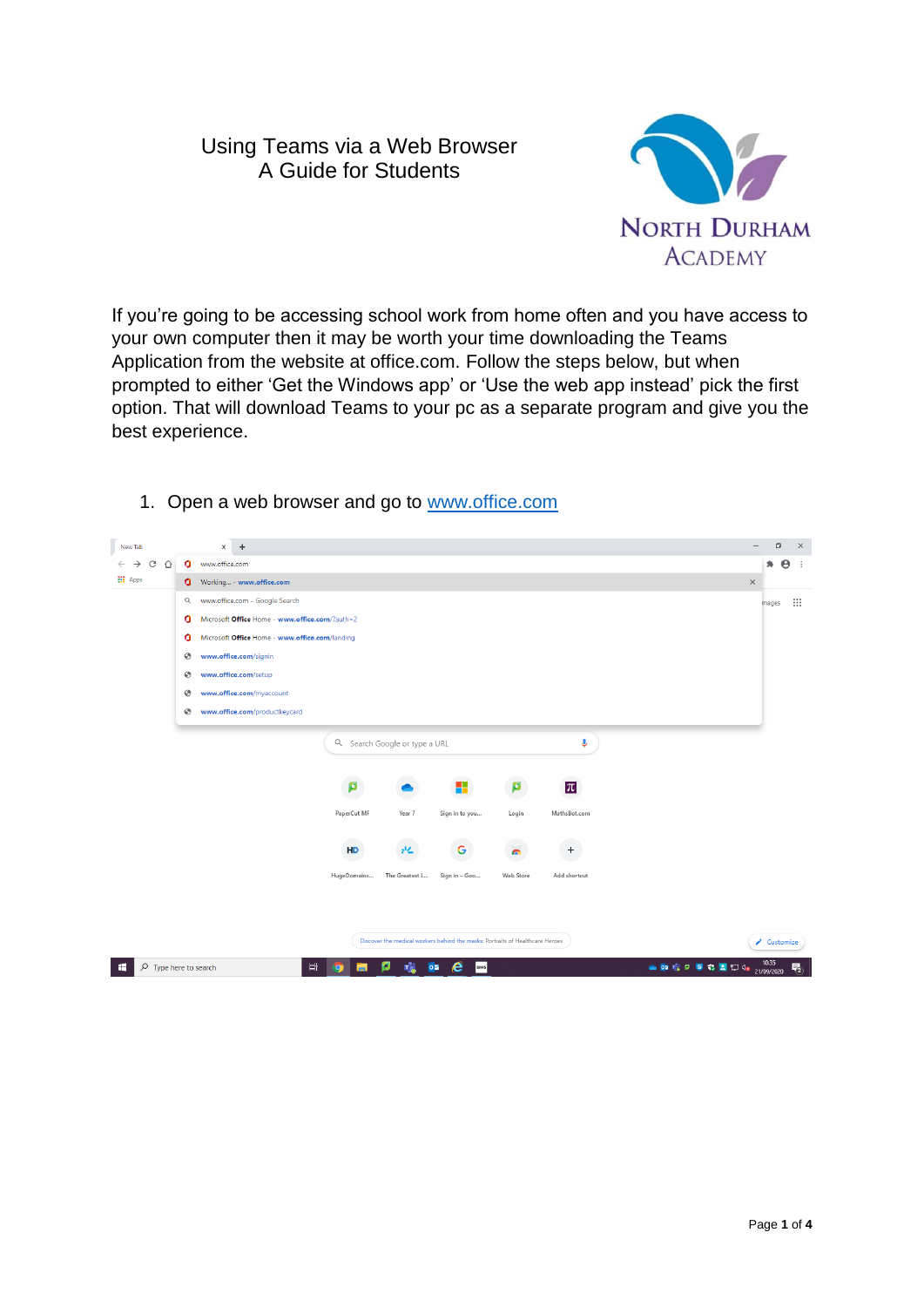# Using Teams via a Web Browser
## A Guide for Students

North Durham Academy

If you're going to be accessing school work from home often and you have access to your own computer then it may be worth your time downloading the Teams Application from the website at office.com. Follow the steps below, but when prompted to either 'Get the Windows app' or 'Use the web app instead' pick the first option. That will download Teams to your pc as a separate program and give you the best experience.

1. Open a web browser and go to [www.office.com](http://www.office.com)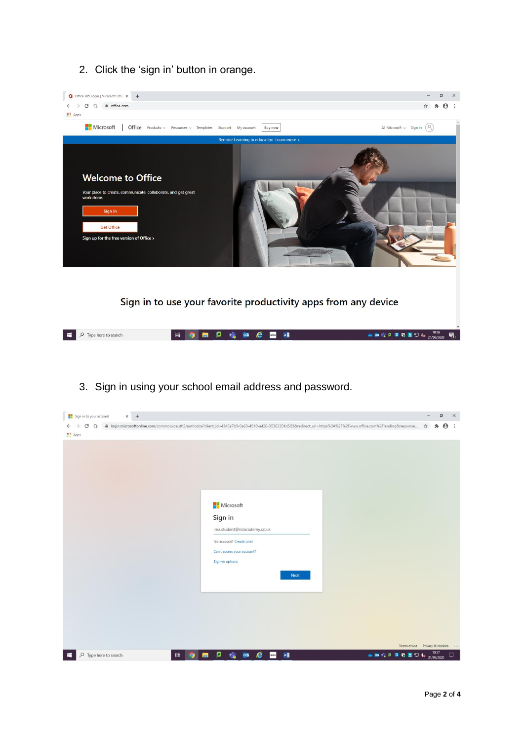2. Click the 'sign in' button in orange.

3. Sign in using your school email address and password.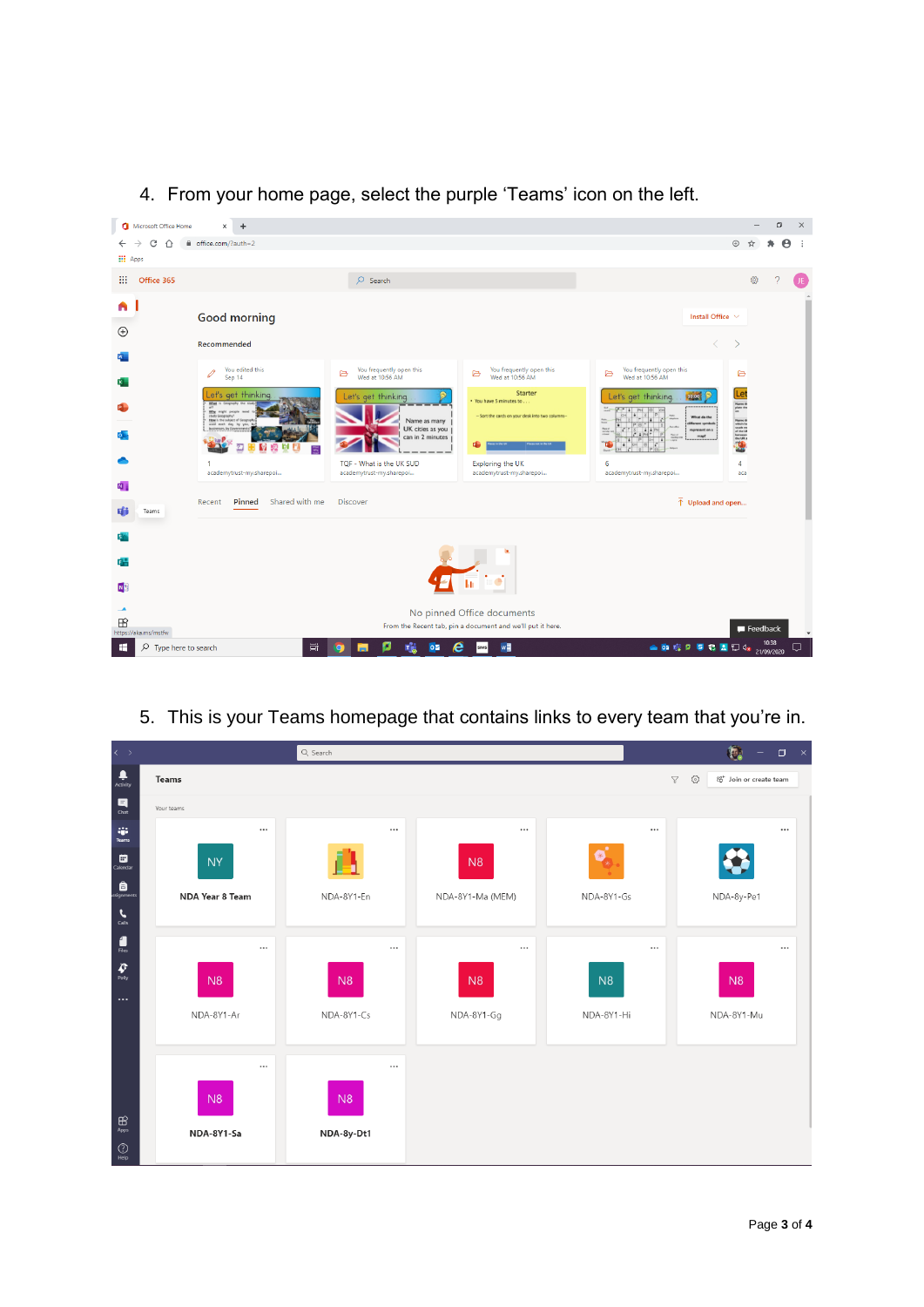4. From your home page, select the purple 'Teams' icon on the left.

5. This is your Teams homepage that contains links to every team that you're in.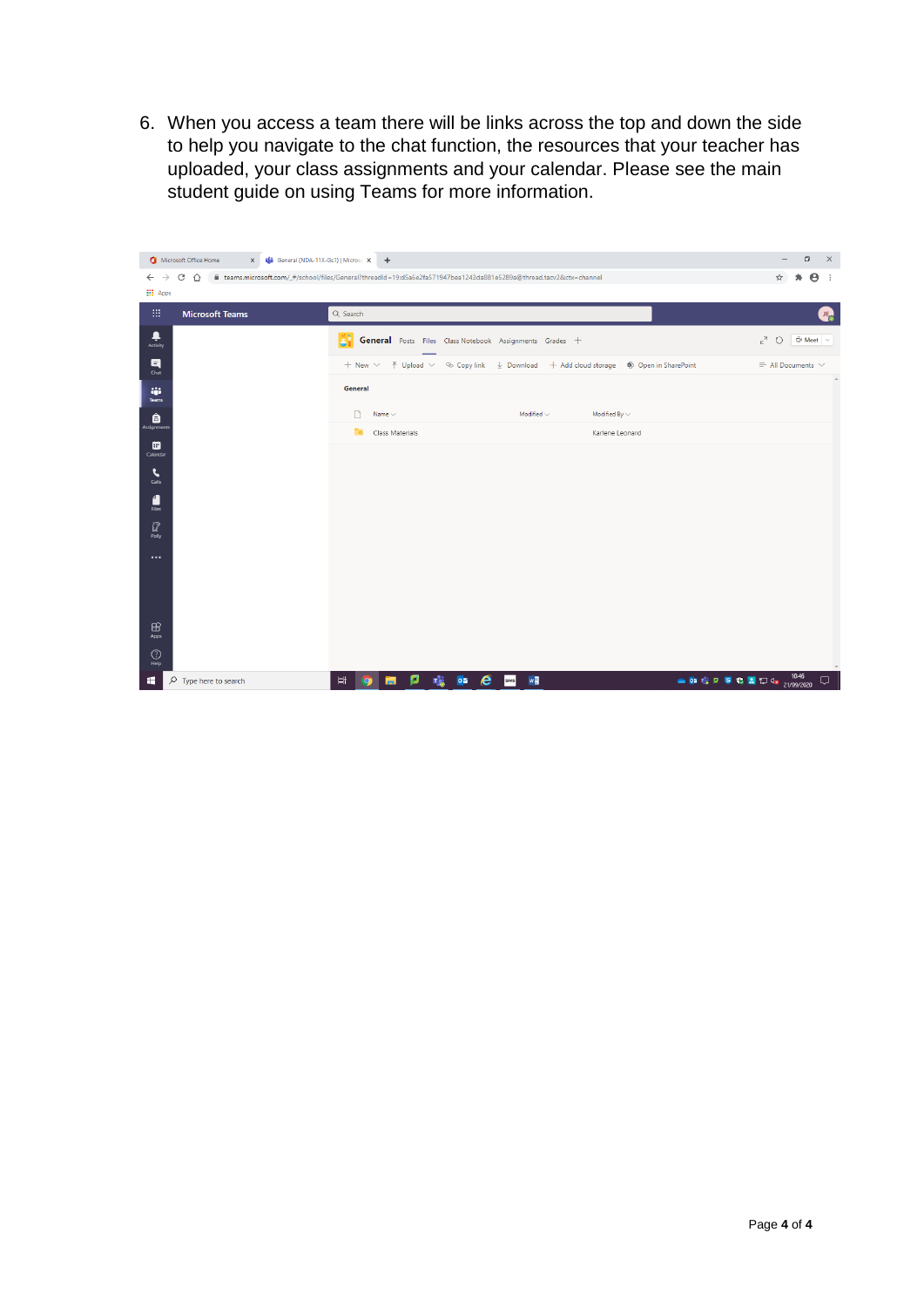6. When you access a team there will be links across the top and down the side to help you navigate to the chat function, the resources that your teacher has uploaded, your class assignments and your calendar. Please see the main student guide on using Teams for more information.